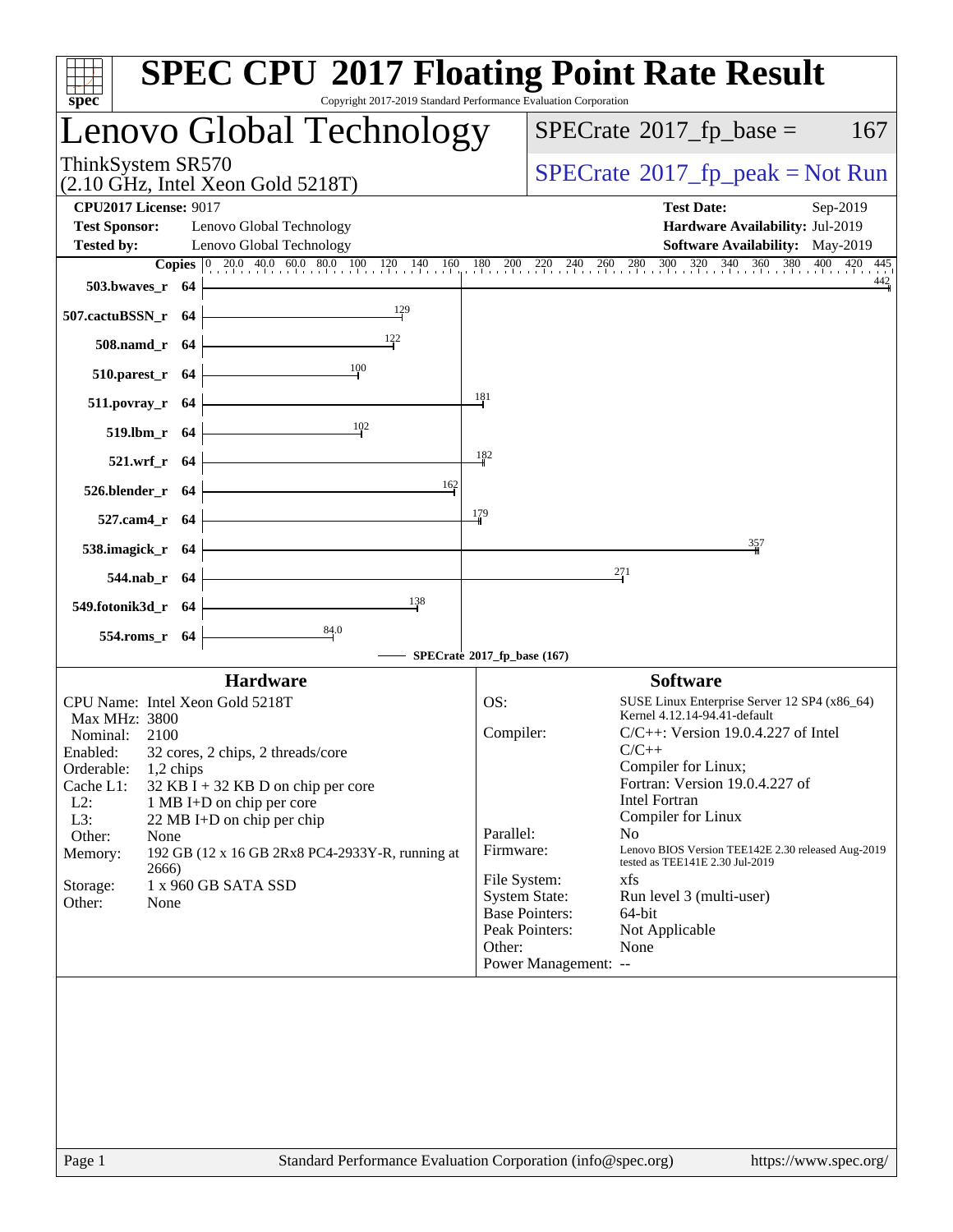# SPEC CPU 2017 Floating Point Rate Result

Copyright 2017-2019 Standard Performance Evaluation Corporation

## Lenovo Global Technology

ThinkSystem SR570
(2.10 GHz, Intel Xeon Gold 5218T)

SPECrate 2017_fp_base = 167

SPECrate 2017_fp_peak = Not Run

**CPU2017 License:** 9017
**Test Sponsor:** Lenovo Global Technology
**Tested by:** Lenovo Global Technology

**Test Date:** Sep-2019
**Hardware Availability:** Jul-2019
**Software Availability:** May-2019

| Benchmark | Copies | SPECrate 2017_fp_base |
|---|---|---|
| 503.bwaves_r | 64 | 442 |
| 507.cactuBSSN_r | 64 | 129 |
| 508.namd_r | 64 | 122 |
| 510.parest_r | 64 | 100 |
| 511.povray_r | 64 | 181 |
| 519.lbm_r | 64 | 102 |
| 521.wrf_r | 64 | 182 |
| 526.blender_r | 64 | 162 |
| 527.cam4_r | 64 | 179 |
| 538.imagick_r | 64 | 357 |
| 544.nab_r | 64 | 271 |
| 549.fotonik3d_r | 64 | 138 |
| 554.roms_r | 64 | 84.0 |

SPECrate 2017_fp_base (167)

## Hardware

| | |
|---|---|
| CPU Name: | Intel Xeon Gold 5218T |
| Max MHz: | 3800 |
| Nominal: | 2100 |
| Enabled: | 32 cores, 2 chips, 2 threads/core |
| Orderable: | 1,2 chips |
| Cache L1: | 32 KB I + 32 KB D on chip per core |
| L2: | 1 MB I+D on chip per core |
| L3: | 22 MB I+D on chip per chip |
| Other: | None |
| Memory: | 192 GB (12 x 16 GB 2Rx8 PC4-2933Y-R, running at 2666) |
| Storage: | 1 x 960 GB SATA SSD |
| Other: | None |

## Software

| | |
|---|---|
| OS: | SUSE Linux Enterprise Server 12 SP4 (x86_64) Kernel 4.12.14-94.41-default |
| Compiler: | C/C++: Version 19.0.4.227 of Intel C/C++ Compiler for Linux; Fortran: Version 19.0.4.227 of Intel Fortran Compiler for Linux |
| Parallel: | No |
| Firmware: | Lenovo BIOS Version TEE142E 2.30 released Aug-2019 tested as TEE141E 2.30 Jul-2019 |
| File System: | xfs |
| System State: | Run level 3 (multi-user) |
| Base Pointers: | 64-bit |
| Peak Pointers: | Not Applicable |
| Other: | None |
| Power Management: | -- |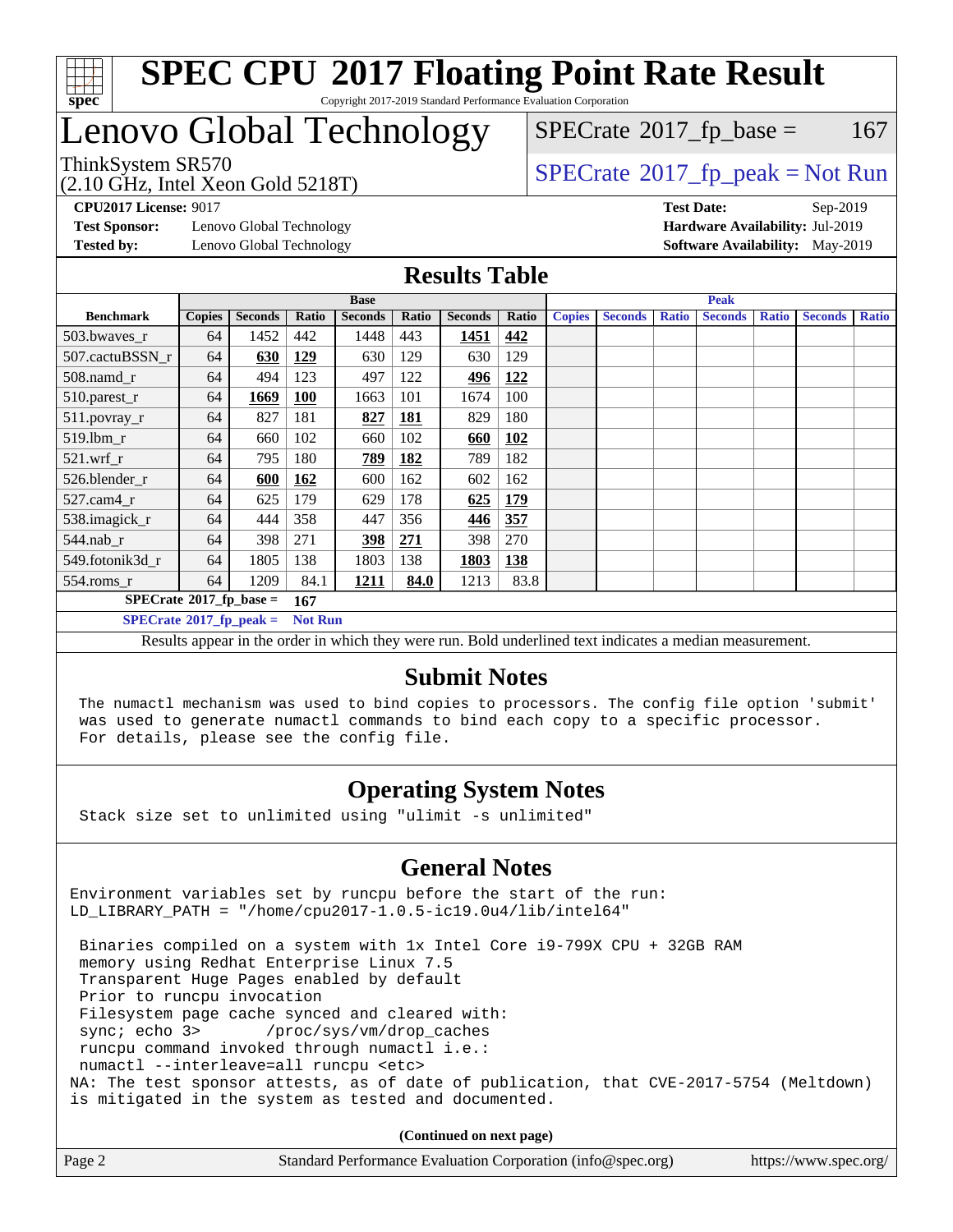# SPEC CPU 2017 Floating Point Rate Result

Copyright 2017-2019 Standard Performance Evaluation Corporation

## Lenovo Global Technology

ThinkSystem SR570
(2.10 GHz, Intel Xeon Gold 5218T)

SPECrate 2017_fp_base = 167

SPECrate 2017_fp_peak = Not Run

**CPU2017 License:** 9017
**Test Sponsor:** Lenovo Global Technology
**Tested by:** Lenovo Global Technology

**Test Date:** Sep-2019
**Hardware Availability:** Jul-2019
**Software Availability:** May-2019

## Results Table

| Benchmark | Base | | | | | | | Peak | | | | | | |
|---|---|---|---|---|---|---|---|---|---|---|---|---|---|---|
| | Copies | Seconds | Ratio | Seconds | Ratio | Seconds | Ratio | Copies | Seconds | Ratio | Seconds | Ratio | Seconds | Ratio |
| 503.bwaves_r | 64 | 1452 | 442 | 1448 | 443 | **1451** | **442** | | | | | | | |
| 507.cactuBSSN_r | 64 | **630** | **129** | 630 | 129 | 630 | 129 | | | | | | | |
| 508.namd_r | 64 | 494 | 123 | 497 | 122 | **496** | **122** | | | | | | | |
| 510.parest_r | 64 | **1669** | **100** | 1663 | 101 | 1674 | 100 | | | | | | | |
| 511.povray_r | 64 | 827 | 181 | **827** | **181** | 829 | 180 | | | | | | | |
| 519.lbm_r | 64 | 660 | 102 | 660 | 102 | **660** | **102** | | | | | | | |
| 521.wrf_r | 64 | 795 | 180 | **789** | **182** | 789 | 182 | | | | | | | |
| 526.blender_r | 64 | **600** | **162** | 600 | 162 | 602 | 162 | | | | | | | |
| 527.cam4_r | 64 | 625 | 179 | 629 | 178 | **625** | **179** | | | | | | | |
| 538.imagick_r | 64 | 444 | 358 | 447 | 356 | **446** | **357** | | | | | | | |
| 544.nab_r | 64 | 398 | 271 | **398** | **271** | 398 | 270 | | | | | | | |
| 549.fotonik3d_r | 64 | 1805 | 138 | 1803 | 138 | **1803** | **138** | | | | | | | |
| 554.roms_r | 64 | 1209 | 84.1 | **1211** | **84.0** | 1213 | 83.8 | | | | | | | |

**SPECrate 2017_fp_base = 167**

**SPECrate 2017_fp_peak = Not Run**

Results appear in the order in which they were run. Bold underlined text indicates a median measurement.

## Submit Notes

```
The numactl mechanism was used to bind copies to processors. The config file option 'submit'
was used to generate numactl commands to bind each copy to a specific processor.
For details, please see the config file.
```

## Operating System Notes

```
Stack size set to unlimited using "ulimit -s unlimited"
```

## General Notes

```
Environment variables set by runcpu before the start of the run:
LD_LIBRARY_PATH = "/home/cpu2017-1.0.5-ic19.0u4/lib/intel64"

 Binaries compiled on a system with 1x Intel Core i9-799X CPU + 32GB RAM
 memory using Redhat Enterprise Linux 7.5
 Transparent Huge Pages enabled by default
 Prior to runcpu invocation
 Filesystem page cache synced and cleared with:
 sync; echo 3>       /proc/sys/vm/drop_caches
 runcpu command invoked through numactl i.e.:
 numactl --interleave=all runcpu <etc>
NA: The test sponsor attests, as of date of publication, that CVE-2017-5754 (Meltdown)
is mitigated in the system as tested and documented.
```

**(Continued on next page)**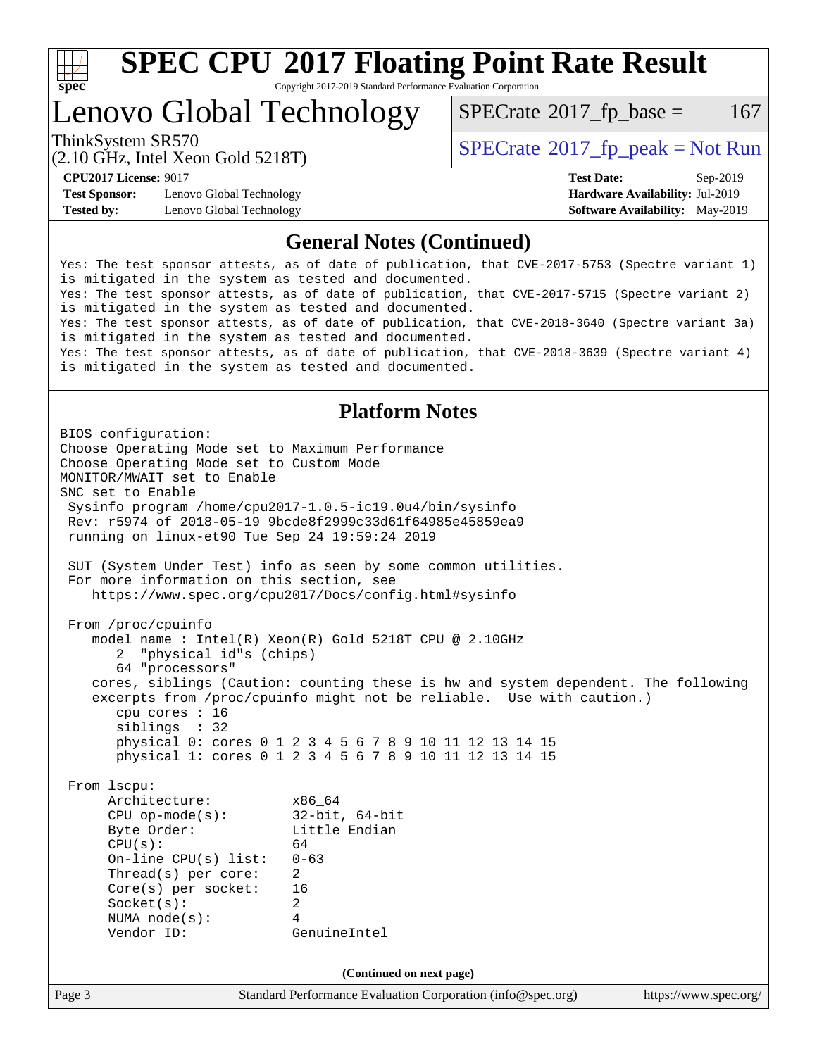## General Notes (Continued)

```
Yes: The test sponsor attests, as of date of publication, that CVE-2017-5753 (Spectre variant 1)
is mitigated in the system as tested and documented.
Yes: The test sponsor attests, as of date of publication, that CVE-2017-5715 (Spectre variant 2)
is mitigated in the system as tested and documented.
Yes: The test sponsor attests, as of date of publication, that CVE-2018-3640 (Spectre variant 3a)
is mitigated in the system as tested and documented.
Yes: The test sponsor attests, as of date of publication, that CVE-2018-3639 (Spectre variant 4)
is mitigated in the system as tested and documented.
```

## Platform Notes

```
BIOS configuration:
Choose Operating Mode set to Maximum Performance
Choose Operating Mode set to Custom Mode
MONITOR/MWAIT set to Enable
SNC set to Enable
 Sysinfo program /home/cpu2017-1.0.5-ic19.0u4/bin/sysinfo
 Rev: r5974 of 2018-05-19 9bcde8f2999c33d61f64985e45859ea9
 running on linux-et90 Tue Sep 24 19:59:24 2019

 SUT (System Under Test) info as seen by some common utilities.
 For more information on this section, see
    https://www.spec.org/cpu2017/Docs/config.html#sysinfo

 From /proc/cpuinfo
    model name : Intel(R) Xeon(R) Gold 5218T CPU @ 2.10GHz
       2  "physical id"s (chips)
       64 "processors"
    cores, siblings (Caution: counting these is hw and system dependent. The following
    excerpts from /proc/cpuinfo might not be reliable.  Use with caution.)
       cpu cores : 16
       siblings  : 32
       physical 0: cores 0 1 2 3 4 5 6 7 8 9 10 11 12 13 14 15
       physical 1: cores 0 1 2 3 4 5 6 7 8 9 10 11 12 13 14 15

 From lscpu:
      Architecture:          x86_64
      CPU op-mode(s):        32-bit, 64-bit
      Byte Order:            Little Endian
      CPU(s):                64
      On-line CPU(s) list:   0-63
      Thread(s) per core:    2
      Core(s) per socket:    16
      Socket(s):             2
      NUMA node(s):          4
      Vendor ID:             GenuineIntel
```

(Continued on next page)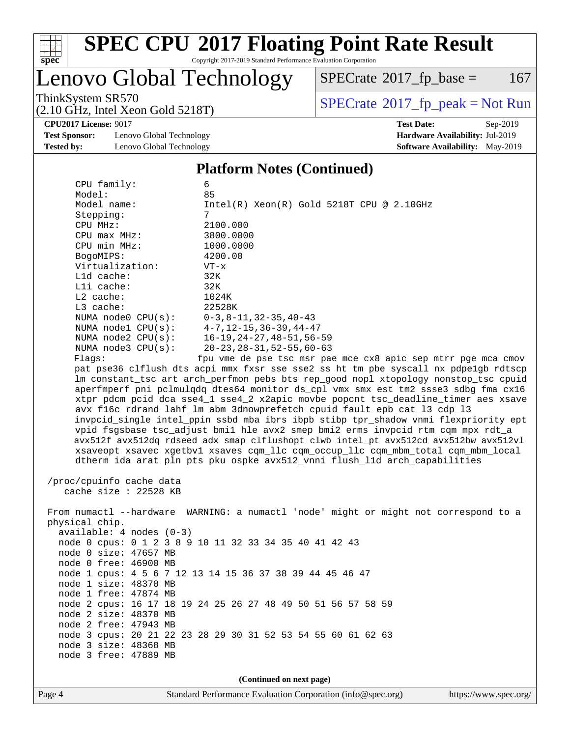# SPEC CPU 2017 Floating Point Rate Result

Copyright 2017-2019 Standard Performance Evaluation Corporation

## Lenovo Global Technology

ThinkSystem SR570
(2.10 GHz, Intel Xeon Gold 5218T)

SPECrate 2017_fp_base = 167

SPECrate 2017_fp_peak = Not Run

**CPU2017 License:** 9017
**Test Sponsor:** Lenovo Global Technology
**Tested by:** Lenovo Global Technology

**Test Date:** Sep-2019
**Hardware Availability:** Jul-2019
**Software Availability:** May-2019

### Platform Notes (Continued)

```
     CPU family:            6
     Model:                 85
     Model name:            Intel(R) Xeon(R) Gold 5218T CPU @ 2.10GHz
     Stepping:              7
     CPU MHz:               2100.000
     CPU max MHz:           3800.0000
     CPU min MHz:           1000.0000
     BogoMIPS:              4200.00
     Virtualization:        VT-x
     L1d cache:             32K
     L1i cache:             32K
     L2 cache:              1024K
     L3 cache:              22528K
     NUMA node0 CPU(s):     0-3,8-11,32-35,40-43
     NUMA node1 CPU(s):     4-7,12-15,36-39,44-47
     NUMA node2 CPU(s):     16-19,24-27,48-51,56-59
     NUMA node3 CPU(s):     20-23,28-31,52-55,60-63
     Flags:                 fpu vme de pse tsc msr pae mce cx8 apic sep mtrr pge mca cmov
     pat pse36 clflush dts acpi mmx fxsr sse sse2 ss ht tm pbe syscall nx pdpe1gb rdtscp
     lm constant_tsc art arch_perfmon pebs bts rep_good nopl xtopology nonstop_tsc cpuid
     aperfmperf pni pclmulqdq dtes64 monitor ds_cpl vmx smx est tm2 ssse3 sdbg fma cx16
     xtpr pdcm pcid dca sse4_1 sse4_2 x2apic movbe popcnt tsc_deadline_timer aes xsave
     avx f16c rdrand lahf_lm abm 3dnowprefetch cpuid_fault epb cat_l3 cdp_l3
     invpcid_single intel_ppin ssbd mba ibrs ibpb stibp tpr_shadow vnmi flexpriority ept
     vpid fsgsbase tsc_adjust bmi1 hle avx2 smep bmi2 erms invpcid rtm cqm mpx rdt_a
     avx512f avx512dq rdseed adx smap clflushopt clwb intel_pt avx512cd avx512bw avx512vl
     xsaveopt xsavec xgetbv1 xsaves cqm_llc cqm_occup_llc cqm_mbm_total cqm_mbm_local
     dtherm ida arat pln pts pku ospke avx512_vnni flush_l1d arch_capabilities

 /proc/cpuinfo cache data
    cache size : 22528 KB

 From numactl --hardware  WARNING: a numactl 'node' might or might not correspond to a
 physical chip.
   available: 4 nodes (0-3)
   node 0 cpus: 0 1 2 3 8 9 10 11 32 33 34 35 40 41 42 43
   node 0 size: 47657 MB
   node 0 free: 46900 MB
   node 1 cpus: 4 5 6 7 12 13 14 15 36 37 38 39 44 45 46 47
   node 1 size: 48370 MB
   node 1 free: 47874 MB
   node 2 cpus: 16 17 18 19 24 25 26 27 48 49 50 51 56 57 58 59
   node 2 size: 48370 MB
   node 2 free: 47943 MB
   node 3 cpus: 20 21 22 23 28 29 30 31 52 53 54 55 60 61 62 63
   node 3 size: 48368 MB
   node 3 free: 47889 MB
```

**(Continued on next page)**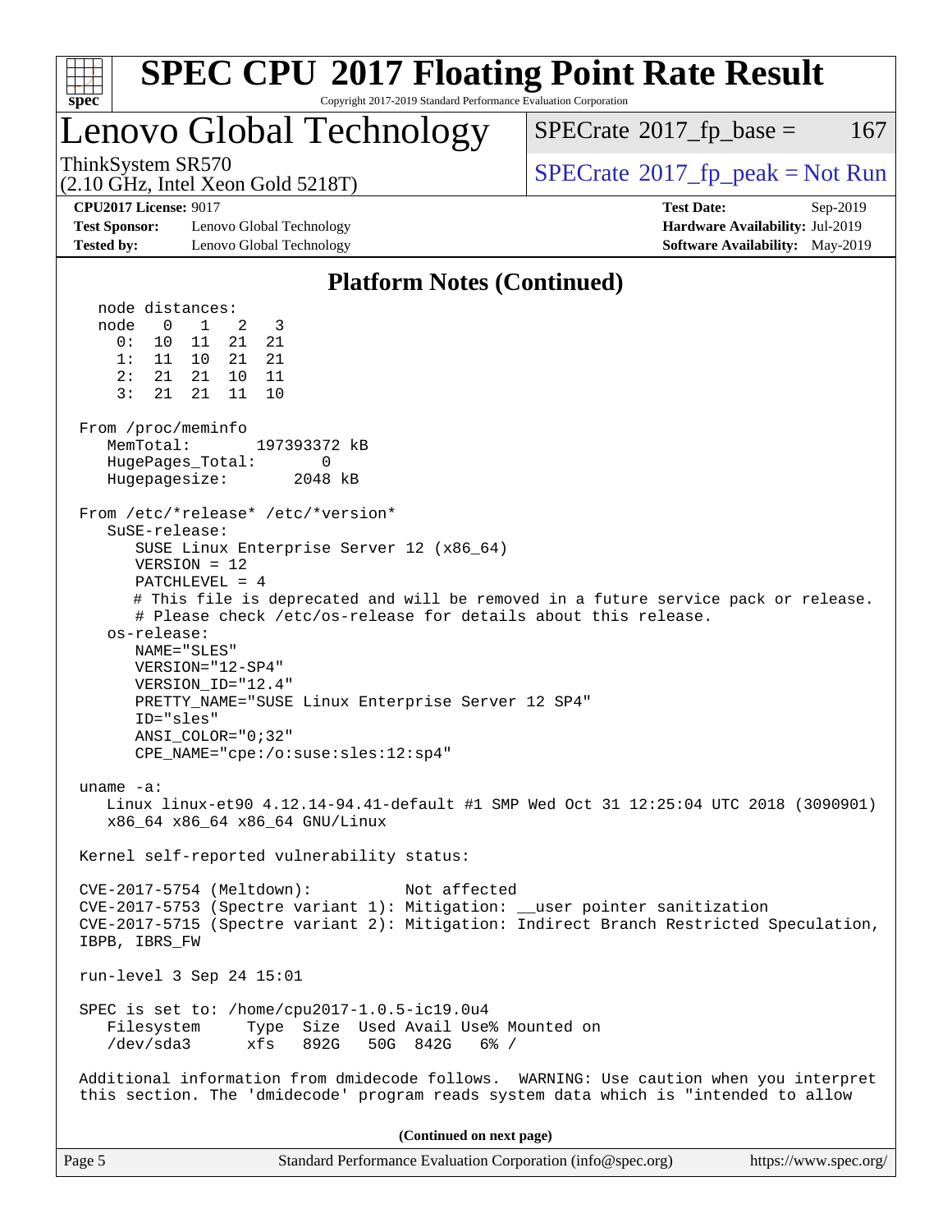## Platform Notes (Continued)

```
  node distances:
  node   0   1   2   3
    0:  10  11  21  21
    1:  11  10  21  21
    2:  21  21  10  11
    3:  21  21  11  10

 From /proc/meminfo
    MemTotal:       197393372 kB
    HugePages_Total:       0
    Hugepagesize:       2048 kB

 From /etc/*release* /etc/*version*
    SuSE-release:
       SUSE Linux Enterprise Server 12 (x86_64)
       VERSION = 12
       PATCHLEVEL = 4
       # This file is deprecated and will be removed in a future service pack or release.
       # Please check /etc/os-release for details about this release.
    os-release:
       NAME="SLES"
       VERSION="12-SP4"
       VERSION_ID="12.4"
       PRETTY_NAME="SUSE Linux Enterprise Server 12 SP4"
       ID="sles"
       ANSI_COLOR="0;32"
       CPE_NAME="cpe:/o:suse:sles:12:sp4"

 uname -a:
    Linux linux-et90 4.12.14-94.41-default #1 SMP Wed Oct 31 12:25:04 UTC 2018 (3090901)
    x86_64 x86_64 x86_64 GNU/Linux

 Kernel self-reported vulnerability status:

 CVE-2017-5754 (Meltdown):          Not affected
 CVE-2017-5753 (Spectre variant 1): Mitigation: __user pointer sanitization
 CVE-2017-5715 (Spectre variant 2): Mitigation: Indirect Branch Restricted Speculation,
 IBPB, IBRS_FW

 run-level 3 Sep 24 15:01

 SPEC is set to: /home/cpu2017-1.0.5-ic19.0u4
    Filesystem     Type  Size  Used Avail Use% Mounted on
    /dev/sda3      xfs   892G   50G  842G   6% /

 Additional information from dmidecode follows.  WARNING: Use caution when you interpret
 this section. The 'dmidecode' program reads system data which is "intended to allow
```

**(Continued on next page)**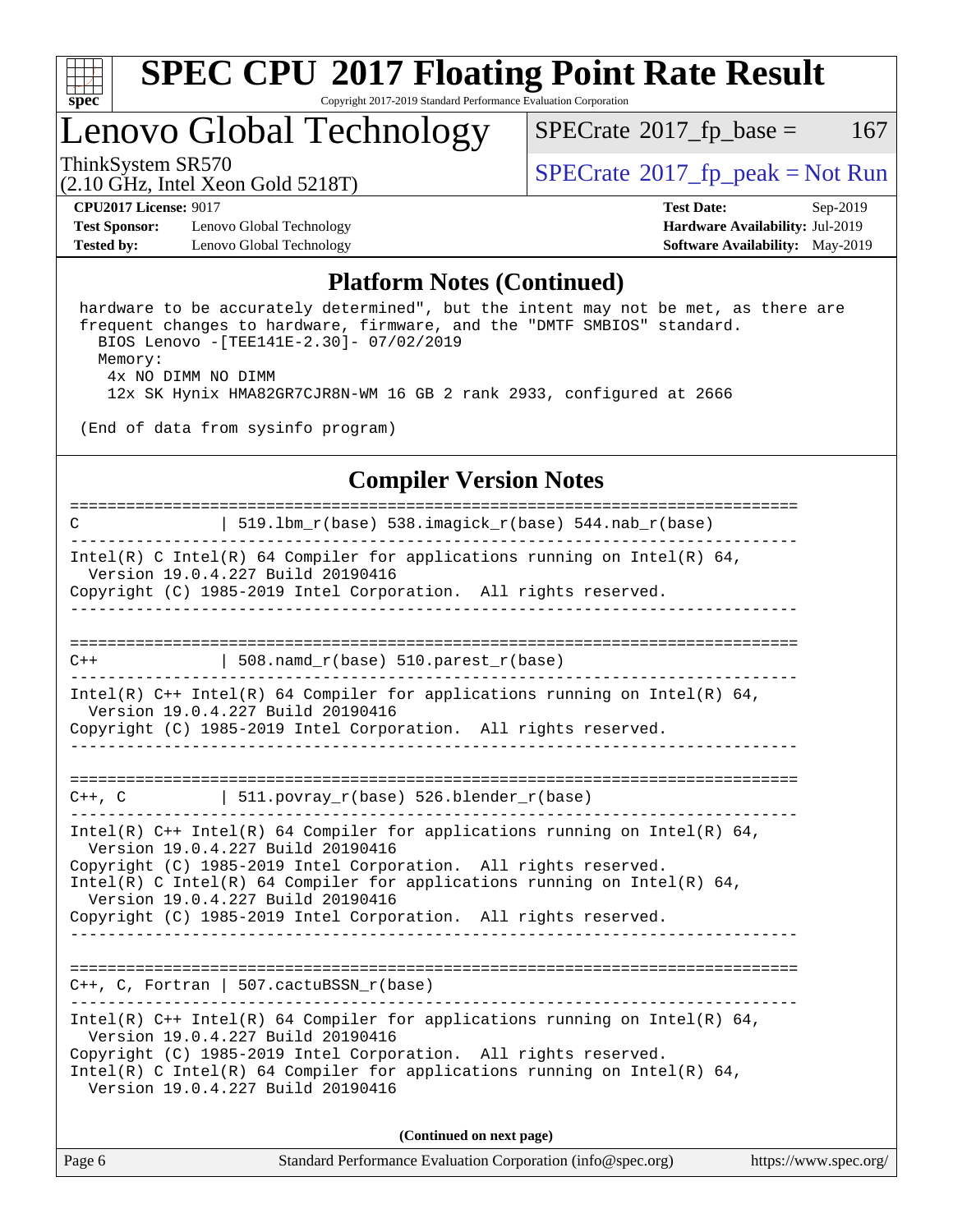## Platform Notes (Continued)

```
 hardware to be accurately determined", but the intent may not be met, as there are
 frequent changes to hardware, firmware, and the "DMTF SMBIOS" standard.
   BIOS Lenovo -[TEE141E-2.30]- 07/02/2019
   Memory:
     4x NO DIMM NO DIMM
     12x SK Hynix HMA82GR7CJR8N-WM 16 GB 2 rank 2933, configured at 2666

 (End of data from sysinfo program)
```

## Compiler Version Notes

```
==============================================================================
C               | 519.lbm_r(base) 538.imagick_r(base) 544.nab_r(base)
------------------------------------------------------------------------------
Intel(R) C Intel(R) 64 Compiler for applications running on Intel(R) 64,
  Version 19.0.4.227 Build 20190416
Copyright (C) 1985-2019 Intel Corporation.  All rights reserved.
------------------------------------------------------------------------------

==============================================================================
C++             | 508.namd_r(base) 510.parest_r(base)
------------------------------------------------------------------------------
Intel(R) C++ Intel(R) 64 Compiler for applications running on Intel(R) 64,
  Version 19.0.4.227 Build 20190416
Copyright (C) 1985-2019 Intel Corporation.  All rights reserved.
------------------------------------------------------------------------------

==============================================================================
C++, C          | 511.povray_r(base) 526.blender_r(base)
------------------------------------------------------------------------------
Intel(R) C++ Intel(R) 64 Compiler for applications running on Intel(R) 64,
  Version 19.0.4.227 Build 20190416
Copyright (C) 1985-2019 Intel Corporation.  All rights reserved.
Intel(R) C Intel(R) 64 Compiler for applications running on Intel(R) 64,
  Version 19.0.4.227 Build 20190416
Copyright (C) 1985-2019 Intel Corporation.  All rights reserved.
------------------------------------------------------------------------------

==============================================================================
C++, C, Fortran | 507.cactuBSSN_r(base)
------------------------------------------------------------------------------
Intel(R) C++ Intel(R) 64 Compiler for applications running on Intel(R) 64,
  Version 19.0.4.227 Build 20190416
Copyright (C) 1985-2019 Intel Corporation.  All rights reserved.
Intel(R) C Intel(R) 64 Compiler for applications running on Intel(R) 64,
  Version 19.0.4.227 Build 20190416
```

**(Continued on next page)**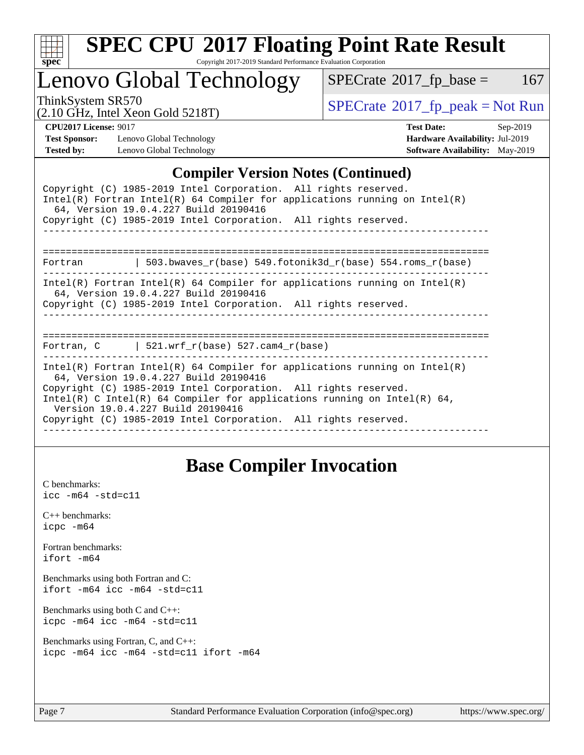## Compiler Version Notes (Continued)

```
Copyright (C) 1985-2019 Intel Corporation.  All rights reserved.
Intel(R) Fortran Intel(R) 64 Compiler for applications running on Intel(R)
  64, Version 19.0.4.227 Build 20190416
Copyright (C) 1985-2019 Intel Corporation.  All rights reserved.
------------------------------------------------------------------------------

==============================================================================
Fortran         | 503.bwaves_r(base) 549.fotonik3d_r(base) 554.roms_r(base)
------------------------------------------------------------------------------
Intel(R) Fortran Intel(R) 64 Compiler for applications running on Intel(R)
  64, Version 19.0.4.227 Build 20190416
Copyright (C) 1985-2019 Intel Corporation.  All rights reserved.
------------------------------------------------------------------------------

==============================================================================
Fortran, C      | 521.wrf_r(base) 527.cam4_r(base)
------------------------------------------------------------------------------
Intel(R) Fortran Intel(R) 64 Compiler for applications running on Intel(R)
  64, Version 19.0.4.227 Build 20190416
Copyright (C) 1985-2019 Intel Corporation.  All rights reserved.
Intel(R) C Intel(R) 64 Compiler for applications running on Intel(R) 64,
  Version 19.0.4.227 Build 20190416
Copyright (C) 1985-2019 Intel Corporation.  All rights reserved.
------------------------------------------------------------------------------
```

## Base Compiler Invocation

C benchmarks:
`icc -m64 -std=c11`

C++ benchmarks:
`icpc -m64`

Fortran benchmarks:
`ifort -m64`

Benchmarks using both Fortran and C:
`ifort -m64 icc -m64 -std=c11`

Benchmarks using both C and C++:
`icpc -m64 icc -m64 -std=c11`

Benchmarks using Fortran, C, and C++:
`icpc -m64 icc -m64 -std=c11 ifort -m64`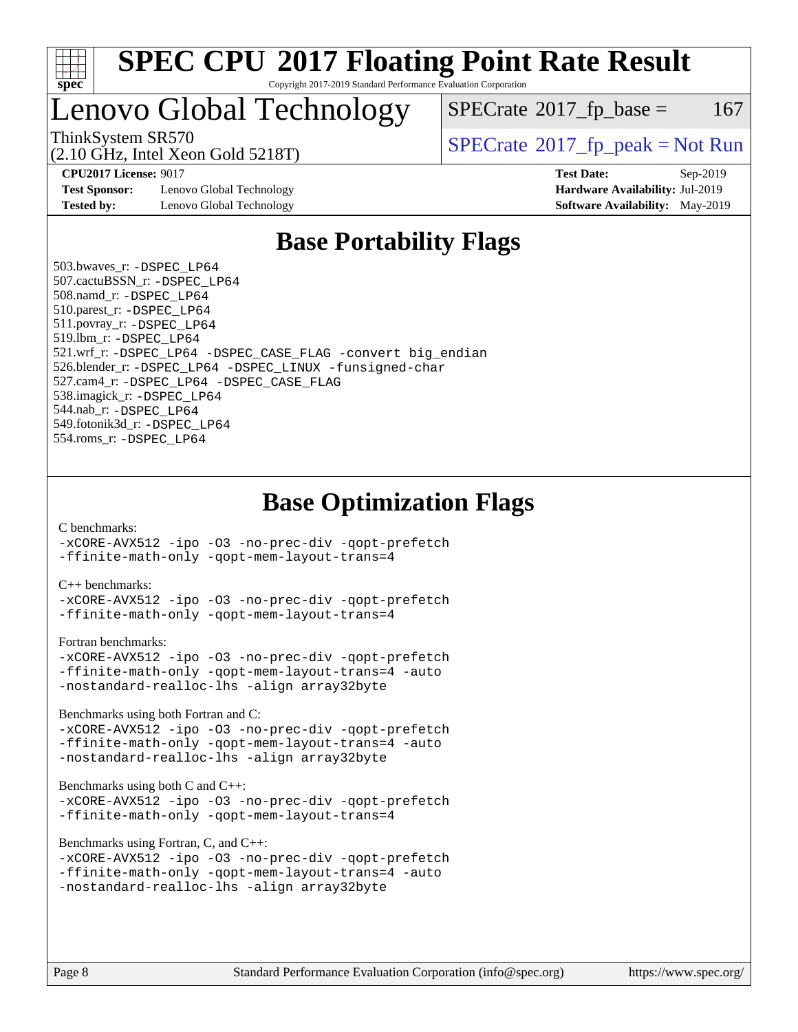## Base Portability Flags

503.bwaves_r: -DSPEC_LP64
507.cactuBSSN_r: -DSPEC_LP64
508.namd_r: -DSPEC_LP64
510.parest_r: -DSPEC_LP64
511.povray_r: -DSPEC_LP64
519.lbm_r: -DSPEC_LP64
521.wrf_r: -DSPEC_LP64 -DSPEC_CASE_FLAG -convert big_endian
526.blender_r: -DSPEC_LP64 -DSPEC_LINUX -funsigned-char
527.cam4_r: -DSPEC_LP64 -DSPEC_CASE_FLAG
538.imagick_r: -DSPEC_LP64
544.nab_r: -DSPEC_LP64
549.fotonik3d_r: -DSPEC_LP64
554.roms_r: -DSPEC_LP64

## Base Optimization Flags

C benchmarks:
-xCORE-AVX512 -ipo -O3 -no-prec-div -qopt-prefetch
-ffinite-math-only -qopt-mem-layout-trans=4

C++ benchmarks:
-xCORE-AVX512 -ipo -O3 -no-prec-div -qopt-prefetch
-ffinite-math-only -qopt-mem-layout-trans=4

Fortran benchmarks:
-xCORE-AVX512 -ipo -O3 -no-prec-div -qopt-prefetch
-ffinite-math-only -qopt-mem-layout-trans=4 -auto
-nostandard-realloc-lhs -align array32byte

Benchmarks using both Fortran and C:
-xCORE-AVX512 -ipo -O3 -no-prec-div -qopt-prefetch
-ffinite-math-only -qopt-mem-layout-trans=4 -auto
-nostandard-realloc-lhs -align array32byte

Benchmarks using both C and C++:
-xCORE-AVX512 -ipo -O3 -no-prec-div -qopt-prefetch
-ffinite-math-only -qopt-mem-layout-trans=4

Benchmarks using Fortran, C, and C++:
-xCORE-AVX512 -ipo -O3 -no-prec-div -qopt-prefetch
-ffinite-math-only -qopt-mem-layout-trans=4 -auto
-nostandard-realloc-lhs -align array32byte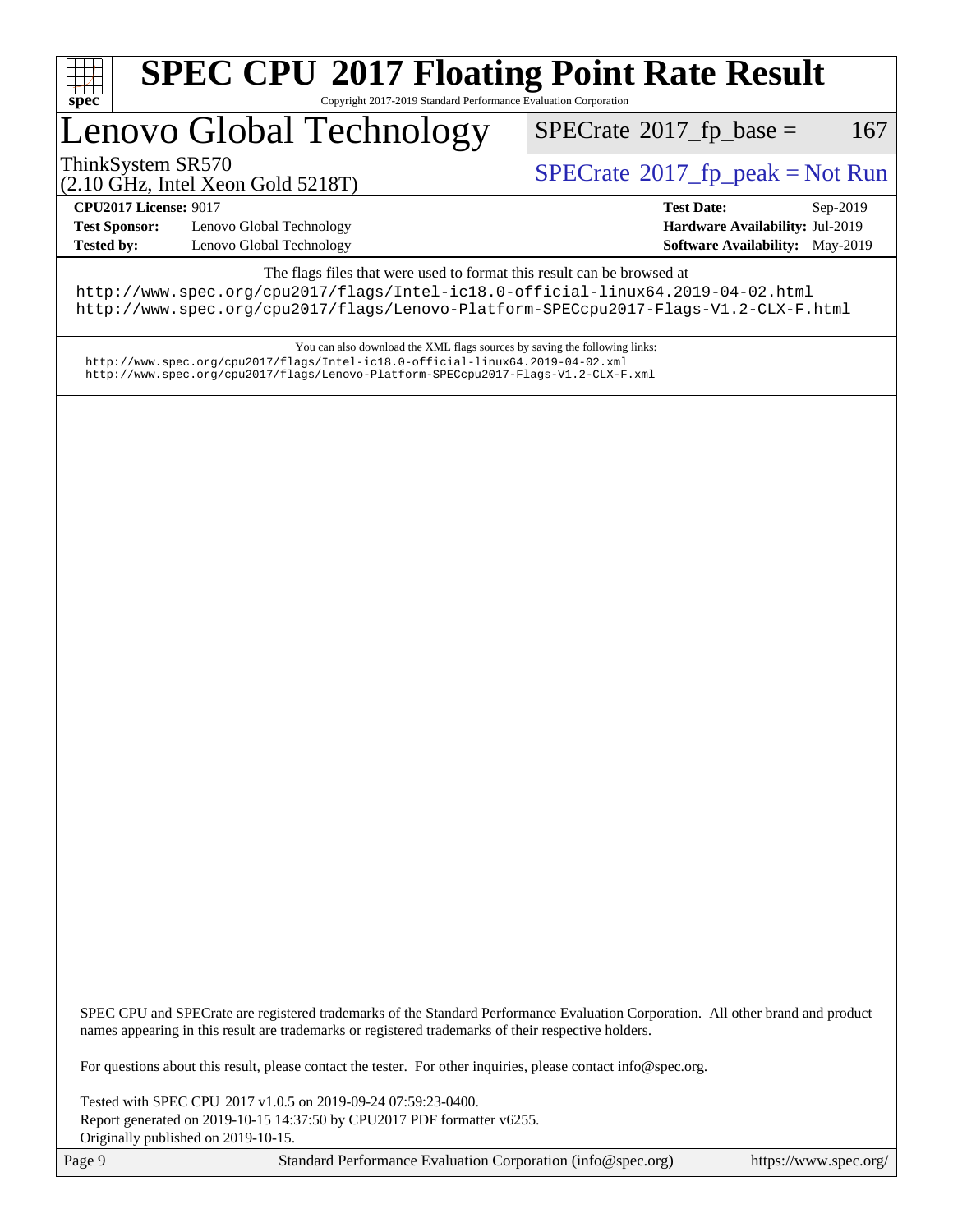The flags files that were used to format this result can be browsed at

http://www.spec.org/cpu2017/flags/Intel-ic18.0-official-linux64.2019-04-02.html
http://www.spec.org/cpu2017/flags/Lenovo-Platform-SPECcpu2017-Flags-V1.2-CLX-F.html

You can also download the XML flags sources by saving the following links:

http://www.spec.org/cpu2017/flags/Intel-ic18.0-official-linux64.2019-04-02.xml
http://www.spec.org/cpu2017/flags/Lenovo-Platform-SPECcpu2017-Flags-V1.2-CLX-F.xml

SPEC CPU and SPECrate are registered trademarks of the Standard Performance Evaluation Corporation. All other brand and product names appearing in this result are trademarks or registered trademarks of their respective holders.

For questions about this result, please contact the tester. For other inquiries, please contact info@spec.org.

Tested with SPEC CPU 2017 v1.0.5 on 2019-09-24 07:59:23-0400.
Report generated on 2019-10-15 14:37:50 by CPU2017 PDF formatter v6255.
Originally published on 2019-10-15.